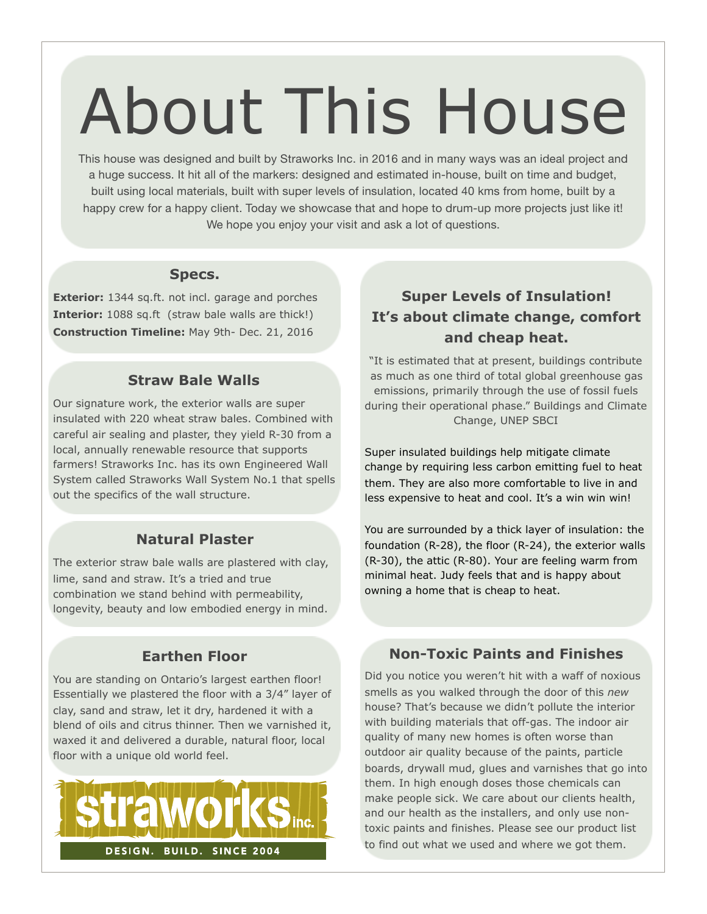# About This House

This house was designed and built by Straworks Inc. in 2016 and in many ways was an ideal project and a huge success. It hit all of the markers: designed and estimated in-house, built on time and budget, built using local materials, built with super levels of insulation, located 40 kms from home, built by a happy crew for a happy client. Today we showcase that and hope to drum-up more projects just like it! We hope you enjoy your visit and ask a lot of questions.

## Specs.

**Exterior:** 1344 sq.ft. not incl. garage and porches
**Interior:** 1088 sq.ft (straw bale walls are thick!)
**Construction Timeline:** May 9th- Dec. 21, 2016

## Straw Bale Walls

Our signature work, the exterior walls are super insulated with 220 wheat straw bales. Combined with careful air sealing and plaster, they yield R-30 from a local, annually renewable resource that supports farmers! Straworks Inc. has its own Engineered Wall System called Straworks Wall System No.1 that spells out the specifics of the wall structure.

## Natural Plaster

The exterior straw bale walls are plastered with clay, lime, sand and straw. It's a tried and true combination we stand behind with permeability, longevity, beauty and low embodied energy in mind.

## Earthen Floor

You are standing on Ontario's largest earthen floor! Essentially we plastered the floor with a 3/4" layer of clay, sand and straw, let it dry, hardened it with a blend of oils and citrus thinner. Then we varnished it, waxed it and delivered a durable, natural floor, local floor with a unique old world feel.

straworks inc.

DESIGN. BUILD. SINCE 2004

## Super Levels of Insulation! It's about climate change, comfort and cheap heat.

"It is estimated that at present, buildings contribute as much as one third of total global greenhouse gas emissions, primarily through the use of fossil fuels during their operational phase." Buildings and Climate Change, UNEP SBCI

Super insulated buildings help mitigate climate change by requiring less carbon emitting fuel to heat them. They are also more comfortable to live in and less expensive to heat and cool. It's a win win win!

You are surrounded by a thick layer of insulation: the foundation (R-28), the floor (R-24), the exterior walls (R-30), the attic (R-80). Your are feeling warm from minimal heat. Judy feels that and is happy about owning a home that is cheap to heat.

## Non-Toxic Paints and Finishes

Did you notice you weren't hit with a waff of noxious smells as you walked through the door of this *new* house? That's because we didn't pollute the interior with building materials that off-gas. The indoor air quality of many new homes is often worse than outdoor air quality because of the paints, particle boards, drywall mud, glues and varnishes that go into them. In high enough doses those chemicals can make people sick. We care about our clients health, and our health as the installers, and only use non-toxic paints and finishes. Please see our product list to find out what we used and where we got them.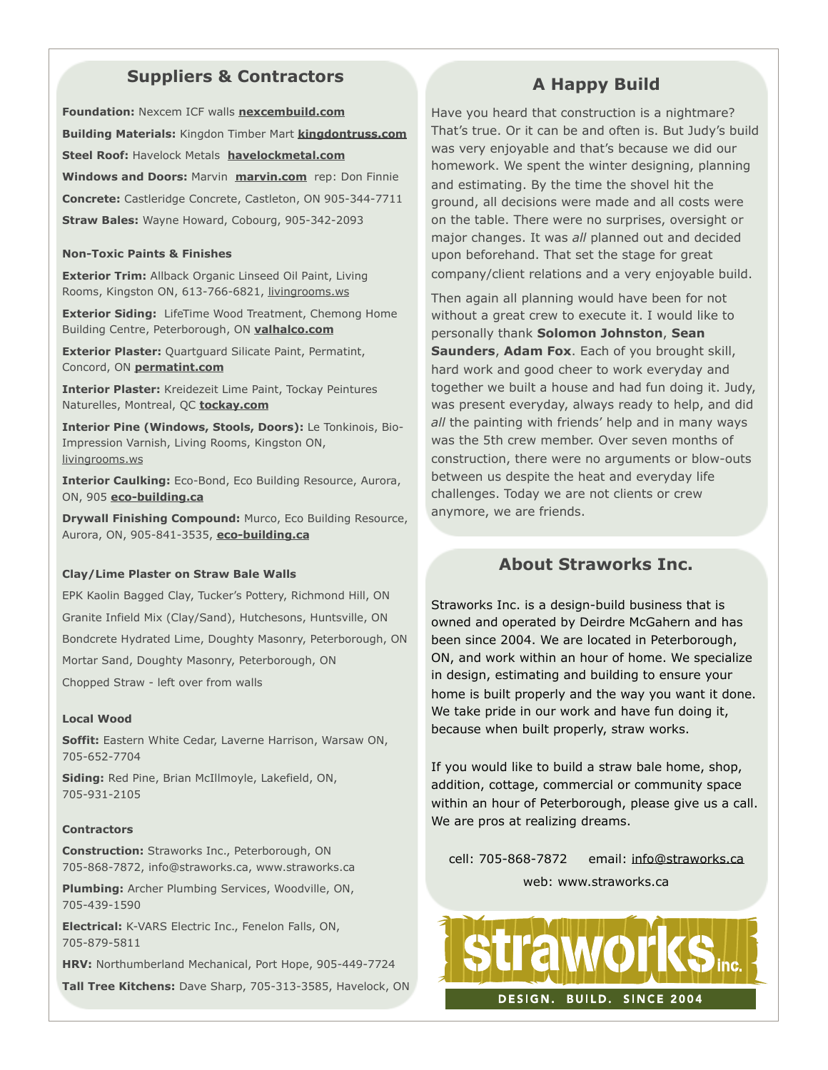## Suppliers & Contractors

**Foundation:** Nexcem ICF walls **nexcembuild.com**

**Building Materials:** Kingdon Timber Mart **kingdontruss.com**

**Steel Roof:** Havelock Metals **havelockmetal.com**

**Windows and Doors:** Marvin **marvin.com** rep: Don Finnie

**Concrete:** Castleridge Concrete, Castleton, ON 905-344-7711

**Straw Bales:** Wayne Howard, Cobourg, 905-342-2093

### Non-Toxic Paints & Finishes

**Exterior Trim:** Allback Organic Linseed Oil Paint, Living Rooms, Kingston ON, 613-766-6821, livingrooms.ws

**Exterior Siding:** LifeTime Wood Treatment, Chemong Home Building Centre, Peterborough, ON **valhalco.com**

**Exterior Plaster:** Quartguard Silicate Paint, Permatint, Concord, ON **permatint.com**

**Interior Plaster:** Kreidezeit Lime Paint, Tockay Peintures Naturelles, Montreal, QC **tockay.com**

**Interior Pine (Windows, Stools, Doors):** Le Tonkinois, Bio-Impression Varnish, Living Rooms, Kingston ON, livingrooms.ws

**Interior Caulking:** Eco-Bond, Eco Building Resource, Aurora, ON, 905 **eco-building.ca**

**Drywall Finishing Compound:** Murco, Eco Building Resource, Aurora, ON, 905-841-3535, **eco-building.ca**

### Clay/Lime Plaster on Straw Bale Walls

EPK Kaolin Bagged Clay, Tucker's Pottery, Richmond Hill, ON

Granite Infield Mix (Clay/Sand), Hutchesons, Huntsville, ON

Bondcrete Hydrated Lime, Doughty Masonry, Peterborough, ON

Mortar Sand, Doughty Masonry, Peterborough, ON

Chopped Straw - left over from walls

### Local Wood

**Soffit:** Eastern White Cedar, Laverne Harrison, Warsaw ON, 705-652-7704

**Siding:** Red Pine, Brian McIllmoyle, Lakefield, ON, 705-931-2105

### Contractors

**Construction:** Straworks Inc., Peterborough, ON 705-868-7872, info@straworks.ca, www.straworks.ca

**Plumbing:** Archer Plumbing Services, Woodville, ON, 705-439-1590

**Electrical:** K-VARS Electric Inc., Fenelon Falls, ON, 705-879-5811

**HRV:** Northumberland Mechanical, Port Hope, 905-449-7724

**Tall Tree Kitchens:** Dave Sharp, 705-313-3585, Havelock, ON

## A Happy Build

Have you heard that construction is a nightmare? That's true. Or it can be and often is. But Judy's build was very enjoyable and that's because we did our homework. We spent the winter designing, planning and estimating. By the time the shovel hit the ground, all decisions were made and all costs were on the table. There were no surprises, oversight or major changes. It was *all* planned out and decided upon beforehand. That set the stage for great company/client relations and a very enjoyable build.

Then again all planning would have been for not without a great crew to execute it. I would like to personally thank **Solomon Johnston**, **Sean Saunders**, **Adam Fox**. Each of you brought skill, hard work and good cheer to work everyday and together we built a house and had fun doing it. Judy, was present everyday, always ready to help, and did *all* the painting with friends' help and in many ways was the 5th crew member. Over seven months of construction, there were no arguments or blow-outs between us despite the heat and everyday life challenges. Today we are not clients or crew anymore, we are friends.

## About Straworks Inc.

Straworks Inc. is a design-build business that is owned and operated by Deirdre McGahern and has been since 2004. We are located in Peterborough, ON, and work within an hour of home. We specialize in design, estimating and building to ensure your home is built properly and the way you want it done. We take pride in our work and have fun doing it, because when built properly, straw works.

If you would like to build a straw bale home, shop, addition, cottage, commercial or community space within an hour of Peterborough, please give us a call. We are pros at realizing dreams.

cell: 705-868-7872 email: info@straworks.ca

web: www.straworks.ca

straworks inc.

DESIGN. BUILD. SINCE 2004